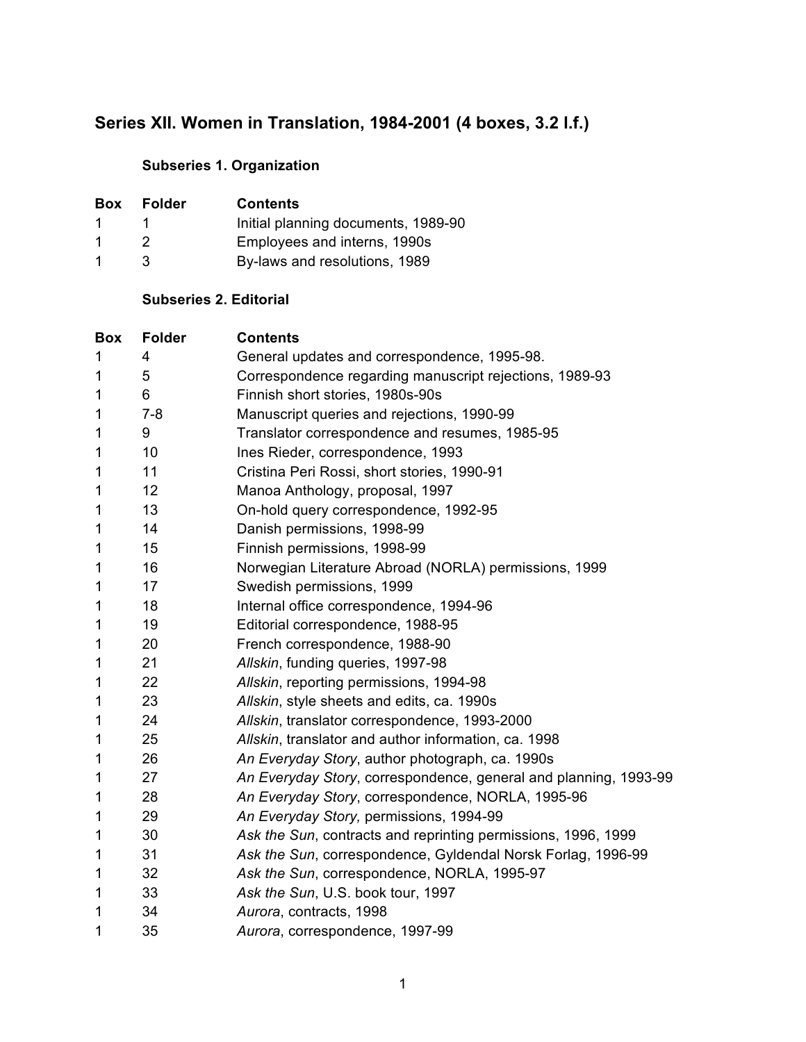# Series XII. Women in Translation, 1984-2001 (4 boxes, 3.2 l.f.)

### Subseries 1. Organization

| Box | Folder | Contents |
|---|---|---|
| 1 | 1 | Initial planning documents, 1989-90 |
| 1 | 2 | Employees and interns, 1990s |
| 1 | 3 | By-laws and resolutions, 1989 |

### Subseries 2. Editorial

| Box | Folder | Contents |
|---|---|---|
| 1 | 4 | General updates and correspondence, 1995-98. |
| 1 | 5 | Correspondence regarding manuscript rejections, 1989-93 |
| 1 | 6 | Finnish short stories, 1980s-90s |
| 1 | 7-8 | Manuscript queries and rejections, 1990-99 |
| 1 | 9 | Translator correspondence and resumes, 1985-95 |
| 1 | 10 | Ines Rieder, correspondence, 1993 |
| 1 | 11 | Cristina Peri Rossi, short stories, 1990-91 |
| 1 | 12 | Manoa Anthology, proposal, 1997 |
| 1 | 13 | On-hold query correspondence, 1992-95 |
| 1 | 14 | Danish permissions, 1998-99 |
| 1 | 15 | Finnish permissions, 1998-99 |
| 1 | 16 | Norwegian Literature Abroad (NORLA) permissions, 1999 |
| 1 | 17 | Swedish permissions, 1999 |
| 1 | 18 | Internal office correspondence, 1994-96 |
| 1 | 19 | Editorial correspondence, 1988-95 |
| 1 | 20 | French correspondence, 1988-90 |
| 1 | 21 | *Allskin*, funding queries, 1997-98 |
| 1 | 22 | *Allskin*, reporting permissions, 1994-98 |
| 1 | 23 | *Allskin*, style sheets and edits, ca. 1990s |
| 1 | 24 | *Allskin*, translator correspondence, 1993-2000 |
| 1 | 25 | *Allskin*, translator and author information, ca. 1998 |
| 1 | 26 | *An Everyday Story*, author photograph, ca. 1990s |
| 1 | 27 | *An Everyday Story*, correspondence, general and planning, 1993-99 |
| 1 | 28 | *An Everyday Story*, correspondence, NORLA, 1995-96 |
| 1 | 29 | *An Everyday Story,* permissions, 1994-99 |
| 1 | 30 | *Ask the Sun*, contracts and reprinting permissions, 1996, 1999 |
| 1 | 31 | *Ask the Sun*, correspondence, Gyldendal Norsk Forlag, 1996-99 |
| 1 | 32 | *Ask the Sun*, correspondence, NORLA, 1995-97 |
| 1 | 33 | *Ask the Sun*, U.S. book tour, 1997 |
| 1 | 34 | *Aurora*, contracts, 1998 |
| 1 | 35 | *Aurora*, correspondence, 1997-99 |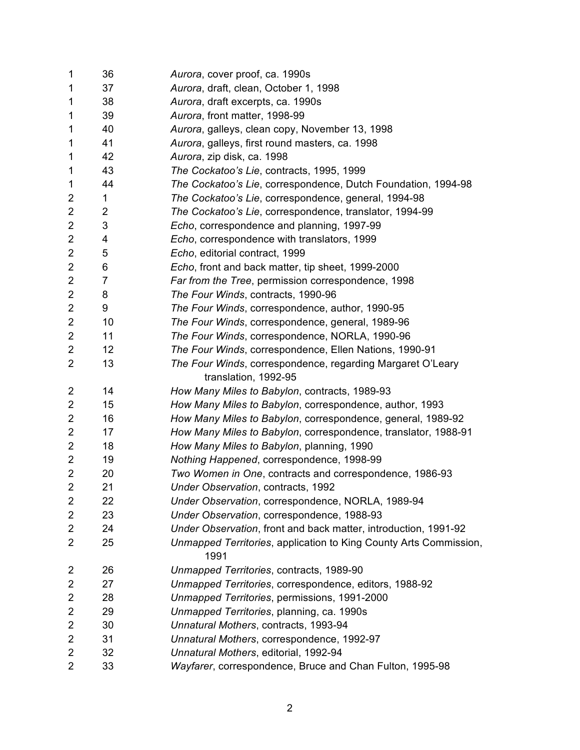| Box | Folder | Description |
|---|---|---|
| 1 | 36 | *Aurora*, cover proof, ca. 1990s |
| 1 | 37 | *Aurora*, draft, clean, October 1, 1998 |
| 1 | 38 | *Aurora*, draft excerpts, ca. 1990s |
| 1 | 39 | *Aurora*, front matter, 1998-99 |
| 1 | 40 | *Aurora*, galleys, clean copy, November 13, 1998 |
| 1 | 41 | *Aurora*, galleys, first round masters, ca. 1998 |
| 1 | 42 | *Aurora*, zip disk, ca. 1998 |
| 1 | 43 | *The Cockatoo's Lie*, contracts, 1995, 1999 |
| 1 | 44 | *The Cockatoo's Lie*, correspondence, Dutch Foundation, 1994-98 |
| 2 | 1 | *The Cockatoo's Lie*, correspondence, general, 1994-98 |
| 2 | 2 | *The Cockatoo's Lie*, correspondence, translator, 1994-99 |
| 2 | 3 | *Echo*, correspondence and planning, 1997-99 |
| 2 | 4 | *Echo*, correspondence with translators, 1999 |
| 2 | 5 | *Echo*, editorial contract, 1999 |
| 2 | 6 | *Echo*, front and back matter, tip sheet, 1999-2000 |
| 2 | 7 | *Far from the Tree*, permission correspondence, 1998 |
| 2 | 8 | *The Four Winds*, contracts, 1990-96 |
| 2 | 9 | *The Four Winds*, correspondence, author, 1990-95 |
| 2 | 10 | *The Four Winds*, correspondence, general, 1989-96 |
| 2 | 11 | *The Four Winds*, correspondence, NORLA, 1990-96 |
| 2 | 12 | *The Four Winds*, correspondence, Ellen Nations, 1990-91 |
| 2 | 13 | *The Four Winds*, correspondence, regarding Margaret O'Leary translation, 1992-95 |
| 2 | 14 | *How Many Miles to Babylon*, contracts, 1989-93 |
| 2 | 15 | *How Many Miles to Babylon*, correspondence, author, 1993 |
| 2 | 16 | *How Many Miles to Babylon*, correspondence, general, 1989-92 |
| 2 | 17 | *How Many Miles to Babylon*, correspondence, translator, 1988-91 |
| 2 | 18 | *How Many Miles to Babylon*, planning, 1990 |
| 2 | 19 | *Nothing Happened*, correspondence, 1998-99 |
| 2 | 20 | *Two Women in One*, contracts and correspondence, 1986-93 |
| 2 | 21 | *Under Observation*, contracts, 1992 |
| 2 | 22 | *Under Observation*, correspondence, NORLA, 1989-94 |
| 2 | 23 | *Under Observation*, correspondence, 1988-93 |
| 2 | 24 | *Under Observation*, front and back matter, introduction, 1991-92 |
| 2 | 25 | *Unmapped Territories*, application to King County Arts Commission, 1991 |
| 2 | 26 | *Unmapped Territories*, contracts, 1989-90 |
| 2 | 27 | *Unmapped Territories*, correspondence, editors, 1988-92 |
| 2 | 28 | *Unmapped Territories*, permissions, 1991-2000 |
| 2 | 29 | *Unmapped Territories*, planning, ca. 1990s |
| 2 | 30 | *Unnatural Mothers*, contracts, 1993-94 |
| 2 | 31 | *Unnatural Mothers*, correspondence, 1992-97 |
| 2 | 32 | *Unnatural Mothers*, editorial, 1992-94 |
| 2 | 33 | *Wayfarer*, correspondence, Bruce and Chan Fulton, 1995-98 |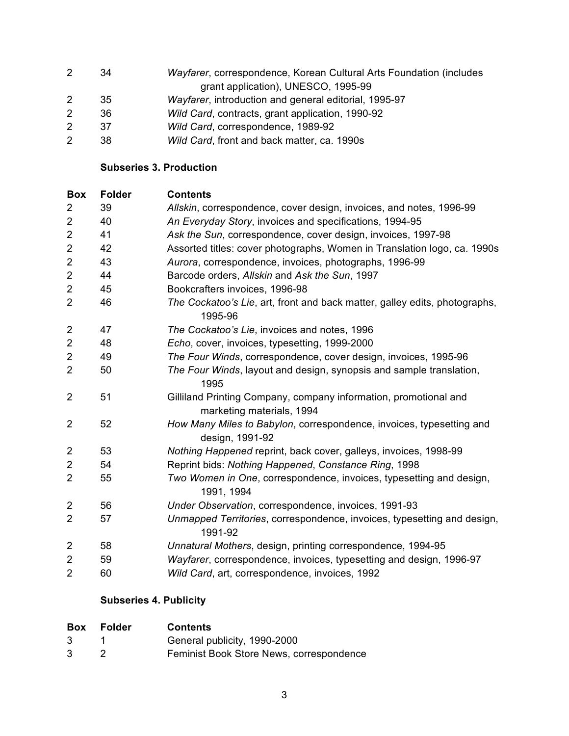| Box | Folder | Contents |
|---|---|---|
| 2 | 34 | *Wayfarer*, correspondence, Korean Cultural Arts Foundation (includes grant application), UNESCO, 1995-99 |
| 2 | 35 | *Wayfarer*, introduction and general editorial, 1995-97 |
| 2 | 36 | *Wild Card*, contracts, grant application, 1990-92 |
| 2 | 37 | *Wild Card*, correspondence, 1989-92 |
| 2 | 38 | *Wild Card*, front and back matter, ca. 1990s |

**Subseries 3. Production**

| Box | Folder | Contents |
|---|---|---|
| 2 | 39 | *Allskin*, correspondence, cover design, invoices, and notes, 1996-99 |
| 2 | 40 | *An Everyday Story*, invoices and specifications, 1994-95 |
| 2 | 41 | *Ask the Sun*, correspondence, cover design, invoices, 1997-98 |
| 2 | 42 | Assorted titles: cover photographs, Women in Translation logo, ca. 1990s |
| 2 | 43 | *Aurora*, correspondence, invoices, photographs, 1996-99 |
| 2 | 44 | Barcode orders, *Allskin* and *Ask the Sun*, 1997 |
| 2 | 45 | Bookcrafters invoices, 1996-98 |
| 2 | 46 | *The Cockatoo's Lie*, art, front and back matter, galley edits, photographs, 1995-96 |
| 2 | 47 | *The Cockatoo's Lie*, invoices and notes, 1996 |
| 2 | 48 | *Echo*, cover, invoices, typesetting, 1999-2000 |
| 2 | 49 | *The Four Winds*, correspondence, cover design, invoices, 1995-96 |
| 2 | 50 | *The Four Winds*, layout and design, synopsis and sample translation, 1995 |
| 2 | 51 | Gilliland Printing Company, company information, promotional and marketing materials, 1994 |
| 2 | 52 | *How Many Miles to Babylon*, correspondence, invoices, typesetting and design, 1991-92 |
| 2 | 53 | *Nothing Happened* reprint, back cover, galleys, invoices, 1998-99 |
| 2 | 54 | Reprint bids: *Nothing Happened*, *Constance Ring*, 1998 |
| 2 | 55 | *Two Women in One*, correspondence, invoices, typesetting and design, 1991, 1994 |
| 2 | 56 | *Under Observation*, correspondence, invoices, 1991-93 |
| 2 | 57 | *Unmapped Territories*, correspondence, invoices, typesetting and design, 1991-92 |
| 2 | 58 | *Unnatural Mothers*, design, printing correspondence, 1994-95 |
| 2 | 59 | *Wayfarer*, correspondence, invoices, typesetting and design, 1996-97 |
| 2 | 60 | *Wild Card*, art, correspondence, invoices, 1992 |

**Subseries 4. Publicity**

| Box | Folder | Contents |
|---|---|---|
| 3 | 1 | General publicity, 1990-2000 |
| 3 | 2 | Feminist Book Store News, correspondence |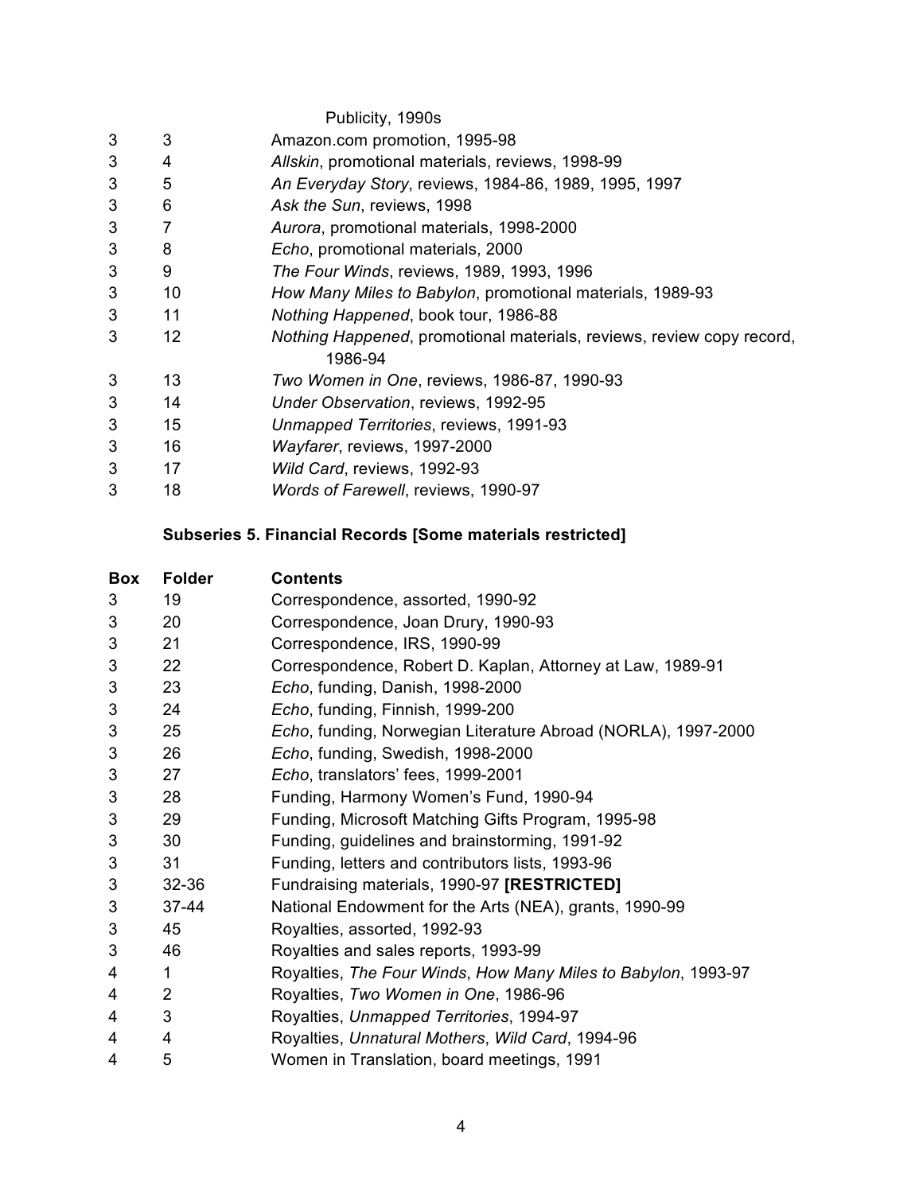| | | Publicity, 1990s |
|---|---|---|
| 3 | 3 | Amazon.com promotion, 1995-98 |
| 3 | 4 | *Allskin*, promotional materials, reviews, 1998-99 |
| 3 | 5 | *An Everyday Story*, reviews, 1984-86, 1989, 1995, 1997 |
| 3 | 6 | *Ask the Sun*, reviews, 1998 |
| 3 | 7 | *Aurora*, promotional materials, 1998-2000 |
| 3 | 8 | *Echo*, promotional materials, 2000 |
| 3 | 9 | *The Four Winds*, reviews, 1989, 1993, 1996 |
| 3 | 10 | *How Many Miles to Babylon*, promotional materials, 1989-93 |
| 3 | 11 | *Nothing Happened*, book tour, 1986-88 |
| 3 | 12 | *Nothing Happened*, promotional materials, reviews, review copy record, 1986-94 |
| 3 | 13 | *Two Women in One*, reviews, 1986-87, 1990-93 |
| 3 | 14 | *Under Observation*, reviews, 1992-95 |
| 3 | 15 | *Unmapped Territories*, reviews, 1991-93 |
| 3 | 16 | *Wayfarer*, reviews, 1997-2000 |
| 3 | 17 | *Wild Card*, reviews, 1992-93 |
| 3 | 18 | *Words of Farewell*, reviews, 1990-97 |

### Subseries 5. Financial Records [Some materials restricted]

| Box | Folder | Contents |
|---|---|---|
| 3 | 19 | Correspondence, assorted, 1990-92 |
| 3 | 20 | Correspondence, Joan Drury, 1990-93 |
| 3 | 21 | Correspondence, IRS, 1990-99 |
| 3 | 22 | Correspondence, Robert D. Kaplan, Attorney at Law, 1989-91 |
| 3 | 23 | *Echo*, funding, Danish, 1998-2000 |
| 3 | 24 | *Echo*, funding, Finnish, 1999-200 |
| 3 | 25 | *Echo*, funding, Norwegian Literature Abroad (NORLA), 1997-2000 |
| 3 | 26 | *Echo*, funding, Swedish, 1998-2000 |
| 3 | 27 | *Echo*, translators' fees, 1999-2001 |
| 3 | 28 | Funding, Harmony Women's Fund, 1990-94 |
| 3 | 29 | Funding, Microsoft Matching Gifts Program, 1995-98 |
| 3 | 30 | Funding, guidelines and brainstorming, 1991-92 |
| 3 | 31 | Funding, letters and contributors lists, 1993-96 |
| 3 | 32-36 | Fundraising materials, 1990-97 **[RESTRICTED]** |
| 3 | 37-44 | National Endowment for the Arts (NEA), grants, 1990-99 |
| 3 | 45 | Royalties, assorted, 1992-93 |
| 3 | 46 | Royalties and sales reports, 1993-99 |
| 4 | 1 | Royalties, *The Four Winds*, *How Many Miles to Babylon*, 1993-97 |
| 4 | 2 | Royalties, *Two Women in One*, 1986-96 |
| 4 | 3 | Royalties, *Unmapped Territories*, 1994-97 |
| 4 | 4 | Royalties, *Unnatural Mothers*, *Wild Card*, 1994-96 |
| 4 | 5 | Women in Translation, board meetings, 1991 |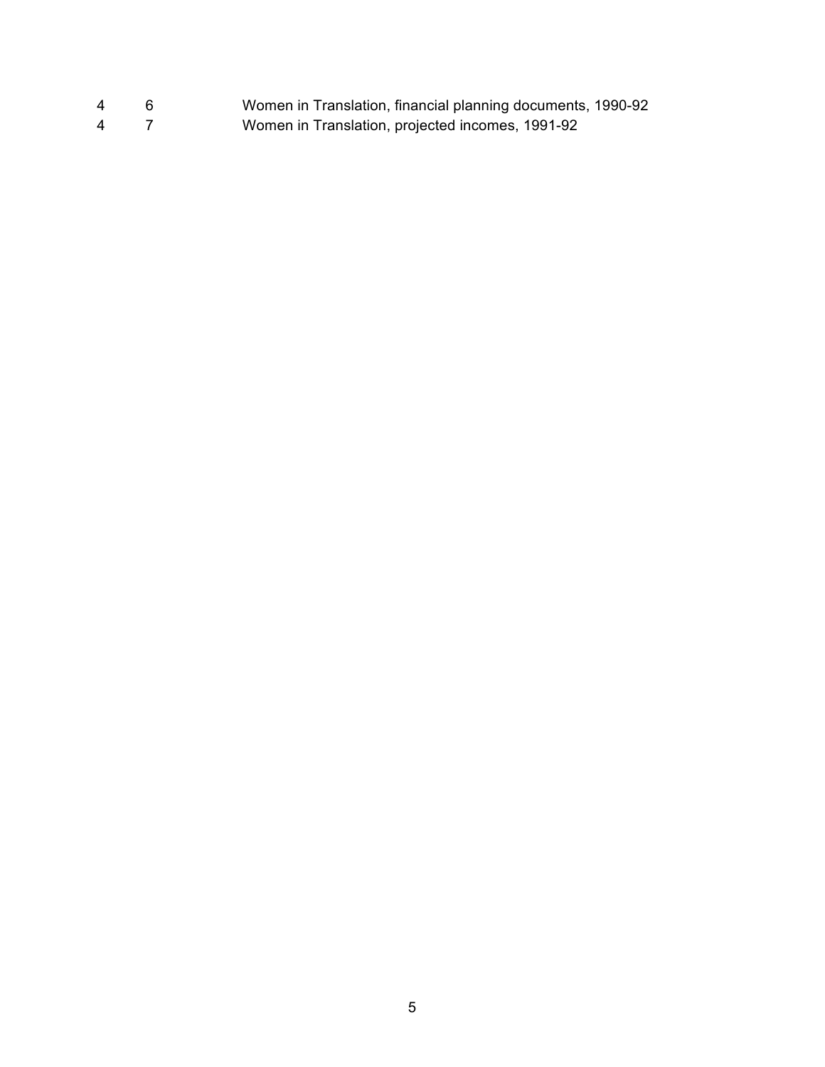| | | |
|---|---|---|
| 4 | 6 | Women in Translation, financial planning documents, 1990-92 |
| 4 | 7 | Women in Translation, projected incomes, 1991-92 |